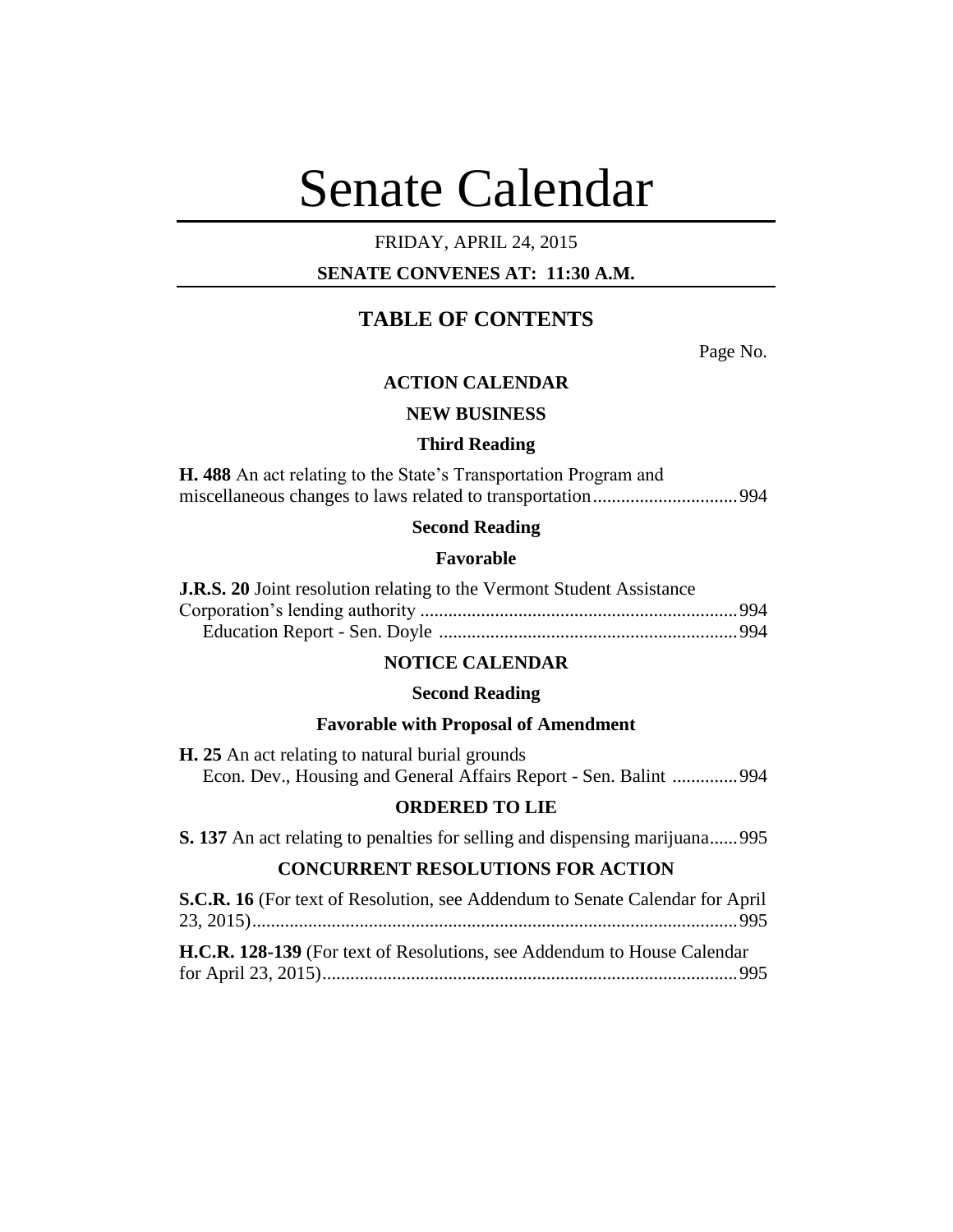# Senate Calendar

FRIDAY, APRIL 24, 2015

**SENATE CONVENES AT: 11:30 A.M.**

## TABLE OF CONTENTS

Page No.

### ACTION CALENDAR

#### NEW BUSINESS

#### Third Reading

**H. 488** An act relating to the State's Transportation Program and miscellaneous changes to laws related to transportation ............................... 994

#### Second Reading

#### Favorable

**J.R.S. 20** Joint resolution relating to the Vermont Student Assistance Corporation's lending authority .................................................................... 994
Education Report - Sen. Doyle ................................................................ 994

### NOTICE CALENDAR

#### Second Reading

#### Favorable with Proposal of Amendment

**H. 25** An act relating to natural burial grounds
Econ. Dev., Housing and General Affairs Report - Sen. Balint .............. 994

### ORDERED TO LIE

**S. 137** An act relating to penalties for selling and dispensing marijuana...... 995

### CONCURRENT RESOLUTIONS FOR ACTION

**S.C.R. 16** (For text of Resolution, see Addendum to Senate Calendar for April 23, 2015)....................................................................................................... 995

**H.C.R. 128-139** (For text of Resolutions, see Addendum to House Calendar for April 23, 2015)......................................................................................... 995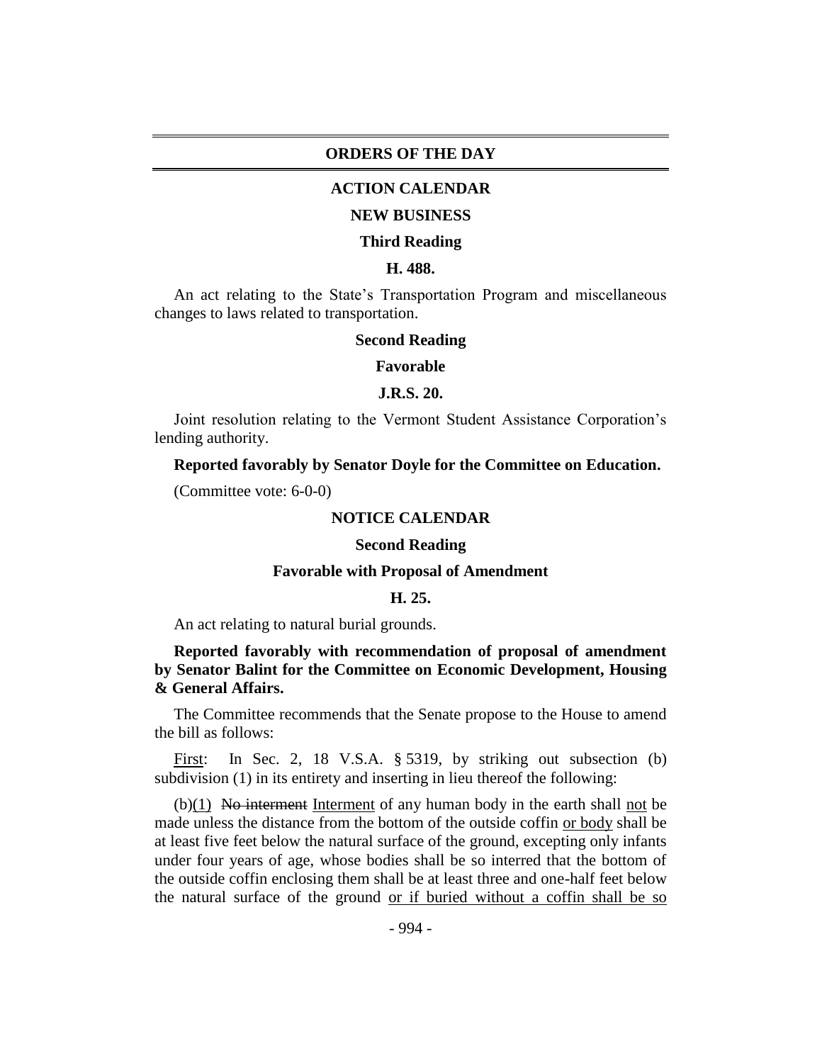# ORDERS OF THE DAY

## ACTION CALENDAR

### NEW BUSINESS

#### Third Reading

**H. 488.**

An act relating to the State's Transportation Program and miscellaneous changes to laws related to transportation.

#### Second Reading

**Favorable**

**J.R.S. 20.**

Joint resolution relating to the Vermont Student Assistance Corporation's lending authority.

**Reported favorably by Senator Doyle for the Committee on Education.**

(Committee vote: 6-0-0)

## NOTICE CALENDAR

#### Second Reading

**Favorable with Proposal of Amendment**

**H. 25.**

An act relating to natural burial grounds.

**Reported favorably with recommendation of proposal of amendment by Senator Balint for the Committee on Economic Development, Housing & General Affairs.**

The Committee recommends that the Senate propose to the House to amend the bill as follows:

<u>First</u>: In Sec. 2, 18 V.S.A. § 5319, by striking out subsection (b) subdivision (1) in its entirety and inserting in lieu thereof the following:

(b)<u>(1)</u> ~~No interment~~ <u>Interment</u> of any human body in the earth shall <u>not</u> be made unless the distance from the bottom of the outside coffin <u>or body</u> shall be at least five feet below the natural surface of the ground, excepting only infants under four years of age, whose bodies shall be so interred that the bottom of the outside coffin enclosing them shall be at least three and one-half feet below the natural surface of the ground <u>or if buried without a coffin shall be so</u>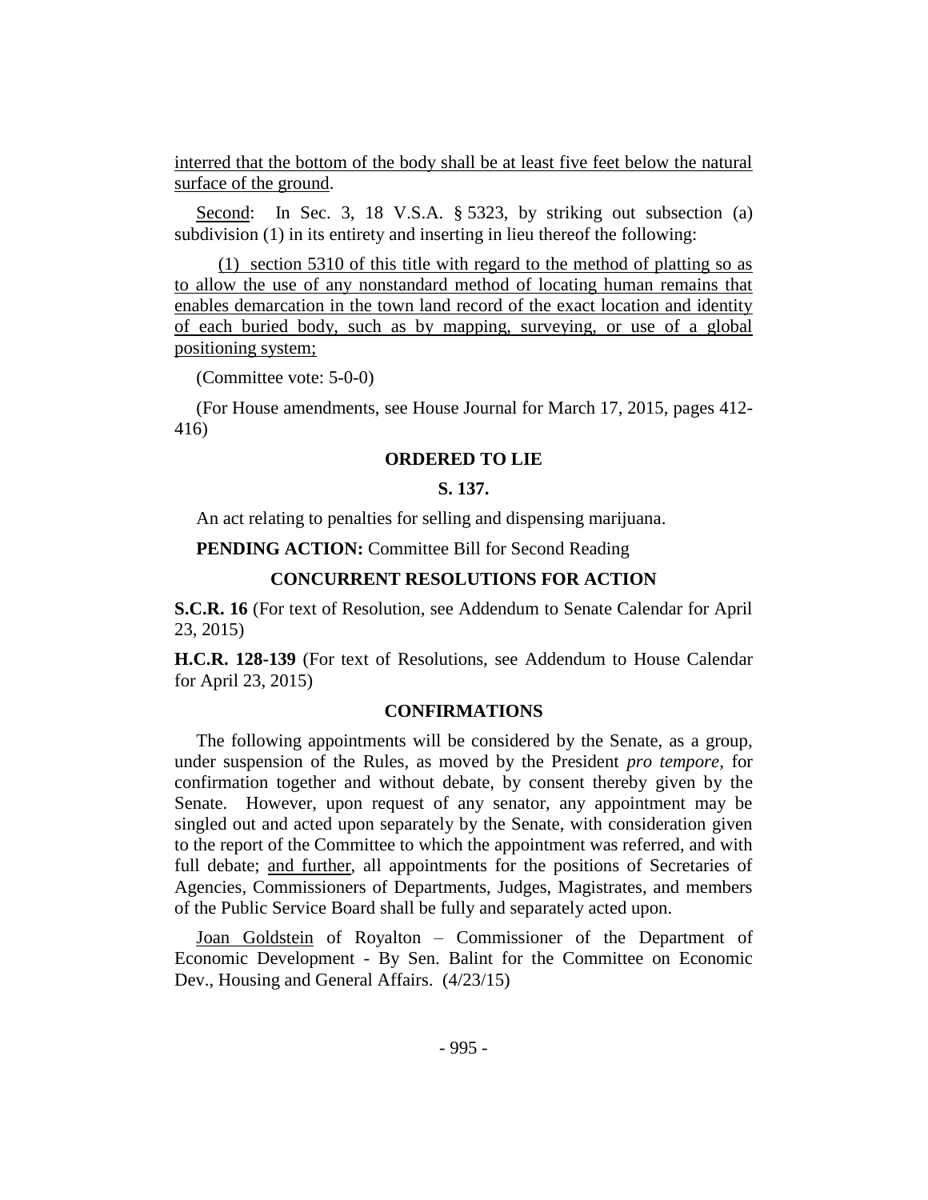interred that the bottom of the body shall be at least five feet below the natural surface of the ground.

Second: In Sec. 3, 18 V.S.A. § 5323, by striking out subsection (a) subdivision (1) in its entirety and inserting in lieu thereof the following:

(1) section 5310 of this title with regard to the method of platting so as to allow the use of any nonstandard method of locating human remains that enables demarcation in the town land record of the exact location and identity of each buried body, such as by mapping, surveying, or use of a global positioning system;

(Committee vote: 5-0-0)

(For House amendments, see House Journal for March 17, 2015, pages 412-416)

### ORDERED TO LIE

### S. 137.

An act relating to penalties for selling and dispensing marijuana.

**PENDING ACTION:** Committee Bill for Second Reading

### CONCURRENT RESOLUTIONS FOR ACTION

**S.C.R. 16** (For text of Resolution, see Addendum to Senate Calendar for April 23, 2015)

**H.C.R. 128-139** (For text of Resolutions, see Addendum to House Calendar for April 23, 2015)

### CONFIRMATIONS

The following appointments will be considered by the Senate, as a group, under suspension of the Rules, as moved by the President *pro tempore,* for confirmation together and without debate, by consent thereby given by the Senate. However, upon request of any senator, any appointment may be singled out and acted upon separately by the Senate, with consideration given to the report of the Committee to which the appointment was referred, and with full debate; and further, all appointments for the positions of Secretaries of Agencies, Commissioners of Departments, Judges, Magistrates, and members of the Public Service Board shall be fully and separately acted upon.

Joan Goldstein of Royalton – Commissioner of the Department of Economic Development - By Sen. Balint for the Committee on Economic Dev., Housing and General Affairs. (4/23/15)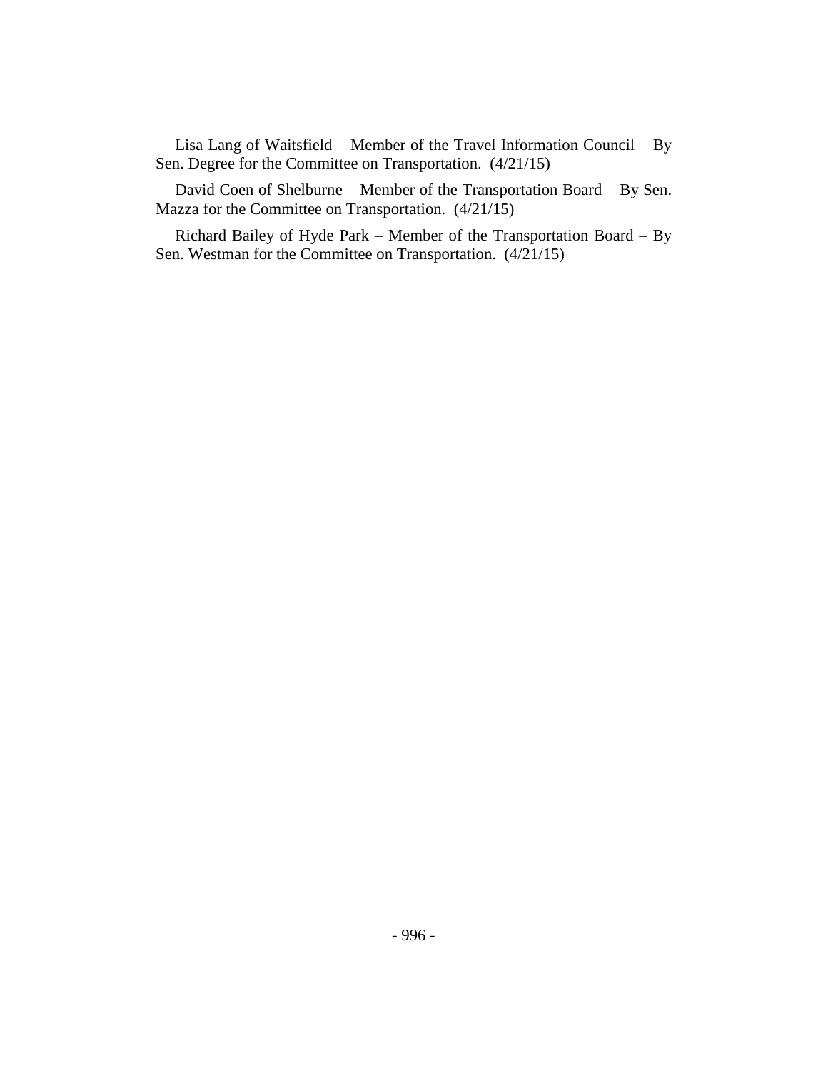Lisa Lang of Waitsfield – Member of the Travel Information Council – By Sen. Degree for the Committee on Transportation. (4/21/15)

David Coen of Shelburne – Member of the Transportation Board – By Sen. Mazza for the Committee on Transportation. (4/21/15)

Richard Bailey of Hyde Park – Member of the Transportation Board – By Sen. Westman for the Committee on Transportation. (4/21/15)